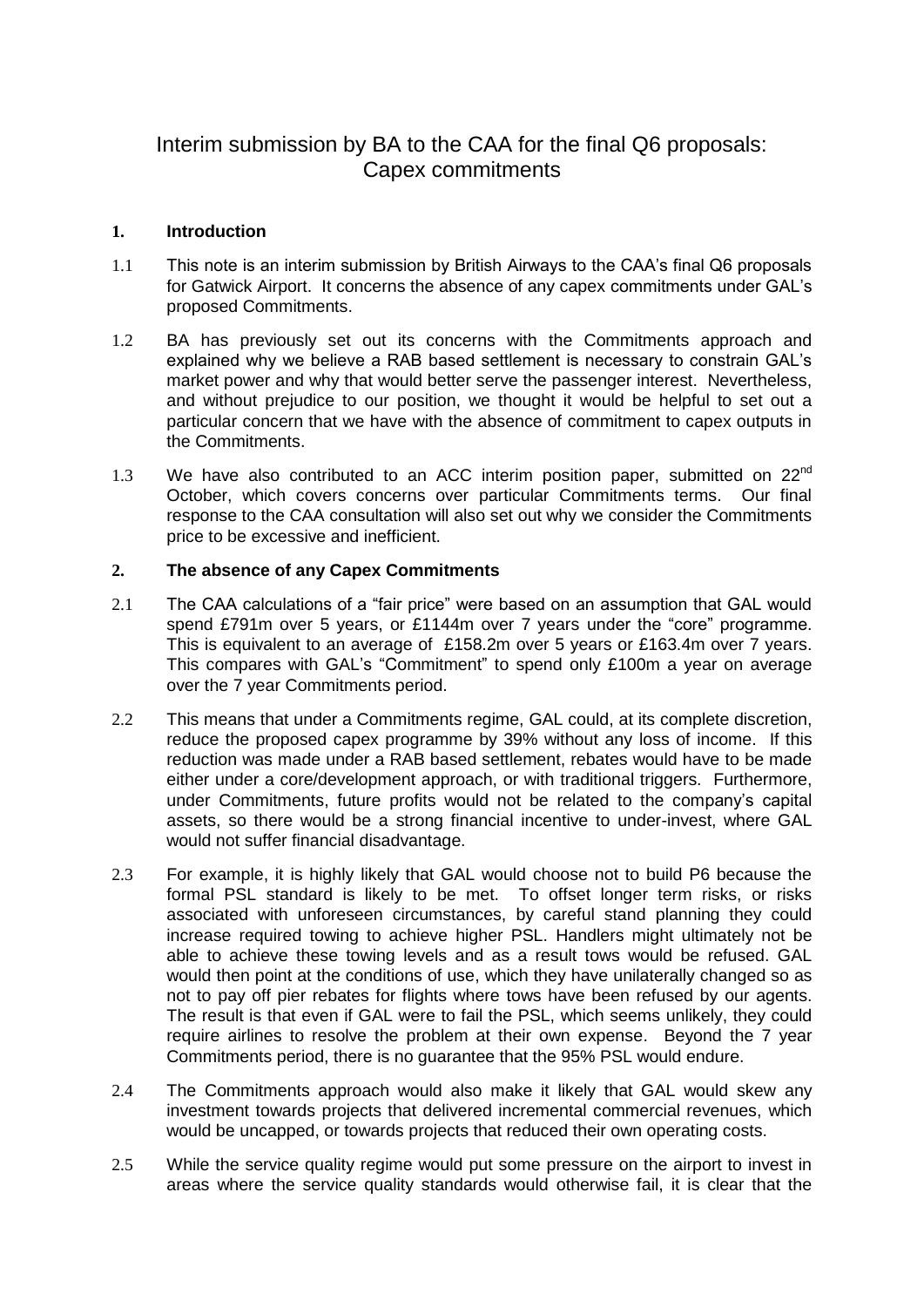# Interim submission by BA to the CAA for the final Q6 proposals: Capex commitments

## 1. Introduction

1.1 This note is an interim submission by British Airways to the CAA's final Q6 proposals for Gatwick Airport. It concerns the absence of any capex commitments under GAL's proposed Commitments.

1.2 BA has previously set out its concerns with the Commitments approach and explained why we believe a RAB based settlement is necessary to constrain GAL's market power and why that would better serve the passenger interest. Nevertheless, and without prejudice to our position, we thought it would be helpful to set out a particular concern that we have with the absence of commitment to capex outputs in the Commitments.

1.3 We have also contributed to an ACC interim position paper, submitted on 22nd October, which covers concerns over particular Commitments terms. Our final response to the CAA consultation will also set out why we consider the Commitments price to be excessive and inefficient.

## 2. The absence of any Capex Commitments

2.1 The CAA calculations of a "fair price" were based on an assumption that GAL would spend £791m over 5 years, or £1144m over 7 years under the "core" programme. This is equivalent to an average of £158.2m over 5 years or £163.4m over 7 years. This compares with GAL's "Commitment" to spend only £100m a year on average over the 7 year Commitments period.

2.2 This means that under a Commitments regime, GAL could, at its complete discretion, reduce the proposed capex programme by 39% without any loss of income. If this reduction was made under a RAB based settlement, rebates would have to be made either under a core/development approach, or with traditional triggers. Furthermore, under Commitments, future profits would not be related to the company's capital assets, so there would be a strong financial incentive to under-invest, where GAL would not suffer financial disadvantage.

2.3 For example, it is highly likely that GAL would choose not to build P6 because the formal PSL standard is likely to be met. To offset longer term risks, or risks associated with unforeseen circumstances, by careful stand planning they could increase required towing to achieve higher PSL. Handlers might ultimately not be able to achieve these towing levels and as a result tows would be refused. GAL would then point at the conditions of use, which they have unilaterally changed so as not to pay off pier rebates for flights where tows have been refused by our agents. The result is that even if GAL were to fail the PSL, which seems unlikely, they could require airlines to resolve the problem at their own expense. Beyond the 7 year Commitments period, there is no guarantee that the 95% PSL would endure.

2.4 The Commitments approach would also make it likely that GAL would skew any investment towards projects that delivered incremental commercial revenues, which would be uncapped, or towards projects that reduced their own operating costs.

2.5 While the service quality regime would put some pressure on the airport to invest in areas where the service quality standards would otherwise fail, it is clear that the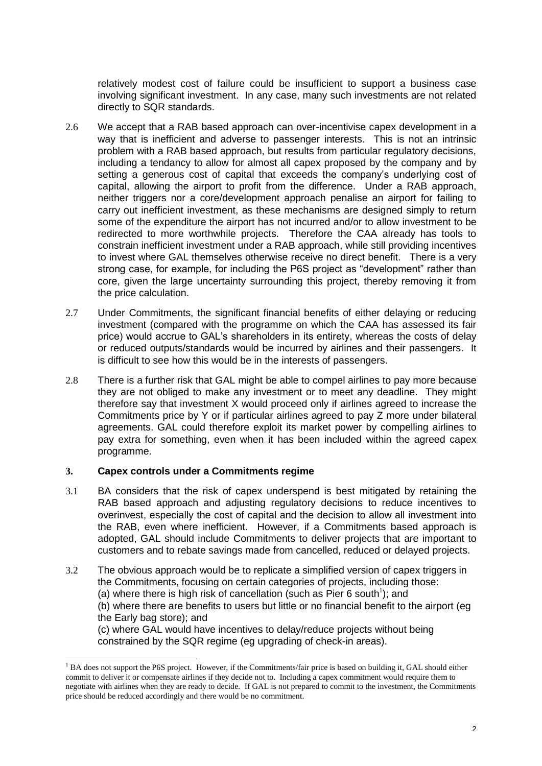relatively modest cost of failure could be insufficient to support a business case involving significant investment. In any case, many such investments are not related directly to SQR standards.

2.6 We accept that a RAB based approach can over-incentivise capex development in a way that is inefficient and adverse to passenger interests. This is not an intrinsic problem with a RAB based approach, but results from particular regulatory decisions, including a tendancy to allow for almost all capex proposed by the company and by setting a generous cost of capital that exceeds the company's underlying cost of capital, allowing the airport to profit from the difference. Under a RAB approach, neither triggers nor a core/development approach penalise an airport for failing to carry out inefficient investment, as these mechanisms are designed simply to return some of the expenditure the airport has not incurred and/or to allow investment to be redirected to more worthwhile projects. Therefore the CAA already has tools to constrain inefficient investment under a RAB approach, while still providing incentives to invest where GAL themselves otherwise receive no direct benefit. There is a very strong case, for example, for including the P6S project as "development" rather than core, given the large uncertainty surrounding this project, thereby removing it from the price calculation.

2.7 Under Commitments, the significant financial benefits of either delaying or reducing investment (compared with the programme on which the CAA has assessed its fair price) would accrue to GAL's shareholders in its entirety, whereas the costs of delay or reduced outputs/standards would be incurred by airlines and their passengers. It is difficult to see how this would be in the interests of passengers.

2.8 There is a further risk that GAL might be able to compel airlines to pay more because they are not obliged to make any investment or to meet any deadline. They might therefore say that investment X would proceed only if airlines agreed to increase the Commitments price by Y or if particular airlines agreed to pay Z more under bilateral agreements. GAL could therefore exploit its market power by compelling airlines to pay extra for something, even when it has been included within the agreed capex programme.

## 3. Capex controls under a Commitments regime

3.1 BA considers that the risk of capex underspend is best mitigated by retaining the RAB based approach and adjusting regulatory decisions to reduce incentives to overinvest, especially the cost of capital and the decision to allow all investment into the RAB, even where inefficient. However, if a Commitments based approach is adopted, GAL should include Commitments to deliver projects that are important to customers and to rebate savings made from cancelled, reduced or delayed projects.

3.2 The obvious approach would be to replicate a simplified version of capex triggers in the Commitments, focusing on certain categories of projects, including those:
(a) where there is high risk of cancellation (such as Pier 6 south[1]); and
(b) where there are benefits to users but little or no financial benefit to the airport (eg the Early bag store); and
(c) where GAL would have incentives to delay/reduce projects without being constrained by the SQR regime (eg upgrading of check-in areas).

[1] BA does not support the P6S project. However, if the Commitments/fair price is based on building it, GAL should either commit to deliver it or compensate airlines if they decide not to. Including a capex commitment would require them to negotiate with airlines when they are ready to decide. If GAL is not prepared to commit to the investment, the Commitments price should be reduced accordingly and there would be no commitment.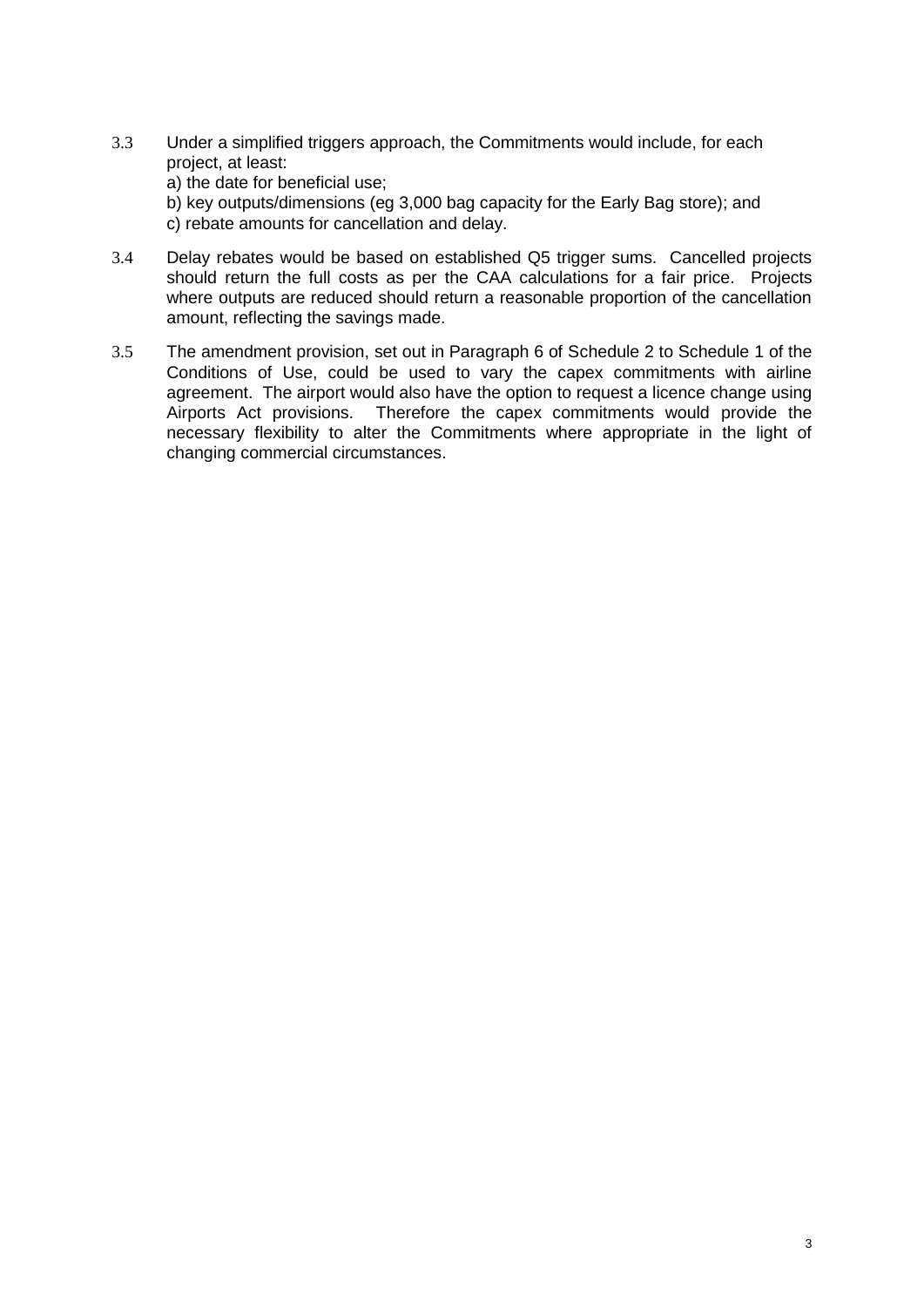3.3 Under a simplified triggers approach, the Commitments would include, for each project, at least:
a) the date for beneficial use;
b) key outputs/dimensions (eg 3,000 bag capacity for the Early Bag store); and
c) rebate amounts for cancellation and delay.

3.4 Delay rebates would be based on established Q5 trigger sums. Cancelled projects should return the full costs as per the CAA calculations for a fair price. Projects where outputs are reduced should return a reasonable proportion of the cancellation amount, reflecting the savings made.

3.5 The amendment provision, set out in Paragraph 6 of Schedule 2 to Schedule 1 of the Conditions of Use, could be used to vary the capex commitments with airline agreement. The airport would also have the option to request a licence change using Airports Act provisions. Therefore the capex commitments would provide the necessary flexibility to alter the Commitments where appropriate in the light of changing commercial circumstances.